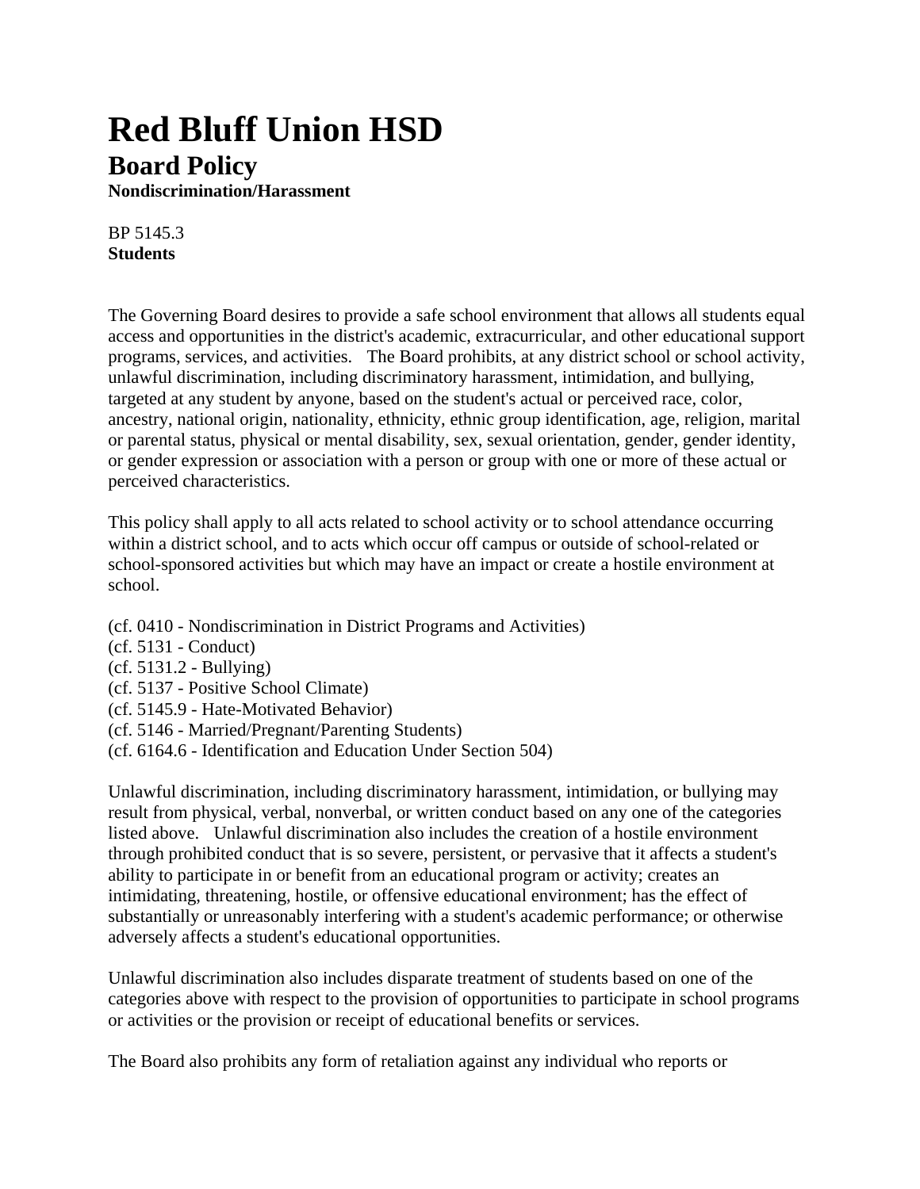# Red Bluff Union HSD

## Board Policy

**Nondiscrimination/Harassment**

BP 5145.3
**Students**

The Governing Board desires to provide a safe school environment that allows all students equal access and opportunities in the district's academic, extracurricular, and other educational support programs, services, and activities. The Board prohibits, at any district school or school activity, unlawful discrimination, including discriminatory harassment, intimidation, and bullying, targeted at any student by anyone, based on the student's actual or perceived race, color, ancestry, national origin, nationality, ethnicity, ethnic group identification, age, religion, marital or parental status, physical or mental disability, sex, sexual orientation, gender, gender identity, or gender expression or association with a person or group with one or more of these actual or perceived characteristics.

This policy shall apply to all acts related to school activity or to school attendance occurring within a district school, and to acts which occur off campus or outside of school-related or school-sponsored activities but which may have an impact or create a hostile environment at school.

(cf. 0410 - Nondiscrimination in District Programs and Activities)
(cf. 5131 - Conduct)
(cf. 5131.2 - Bullying)
(cf. 5137 - Positive School Climate)
(cf. 5145.9 - Hate-Motivated Behavior)
(cf. 5146 - Married/Pregnant/Parenting Students)
(cf. 6164.6 - Identification and Education Under Section 504)

Unlawful discrimination, including discriminatory harassment, intimidation, or bullying may result from physical, verbal, nonverbal, or written conduct based on any one of the categories listed above. Unlawful discrimination also includes the creation of a hostile environment through prohibited conduct that is so severe, persistent, or pervasive that it affects a student's ability to participate in or benefit from an educational program or activity; creates an intimidating, threatening, hostile, or offensive educational environment; has the effect of substantially or unreasonably interfering with a student's academic performance; or otherwise adversely affects a student's educational opportunities.

Unlawful discrimination also includes disparate treatment of students based on one of the categories above with respect to the provision of opportunities to participate in school programs or activities or the provision or receipt of educational benefits or services.

The Board also prohibits any form of retaliation against any individual who reports or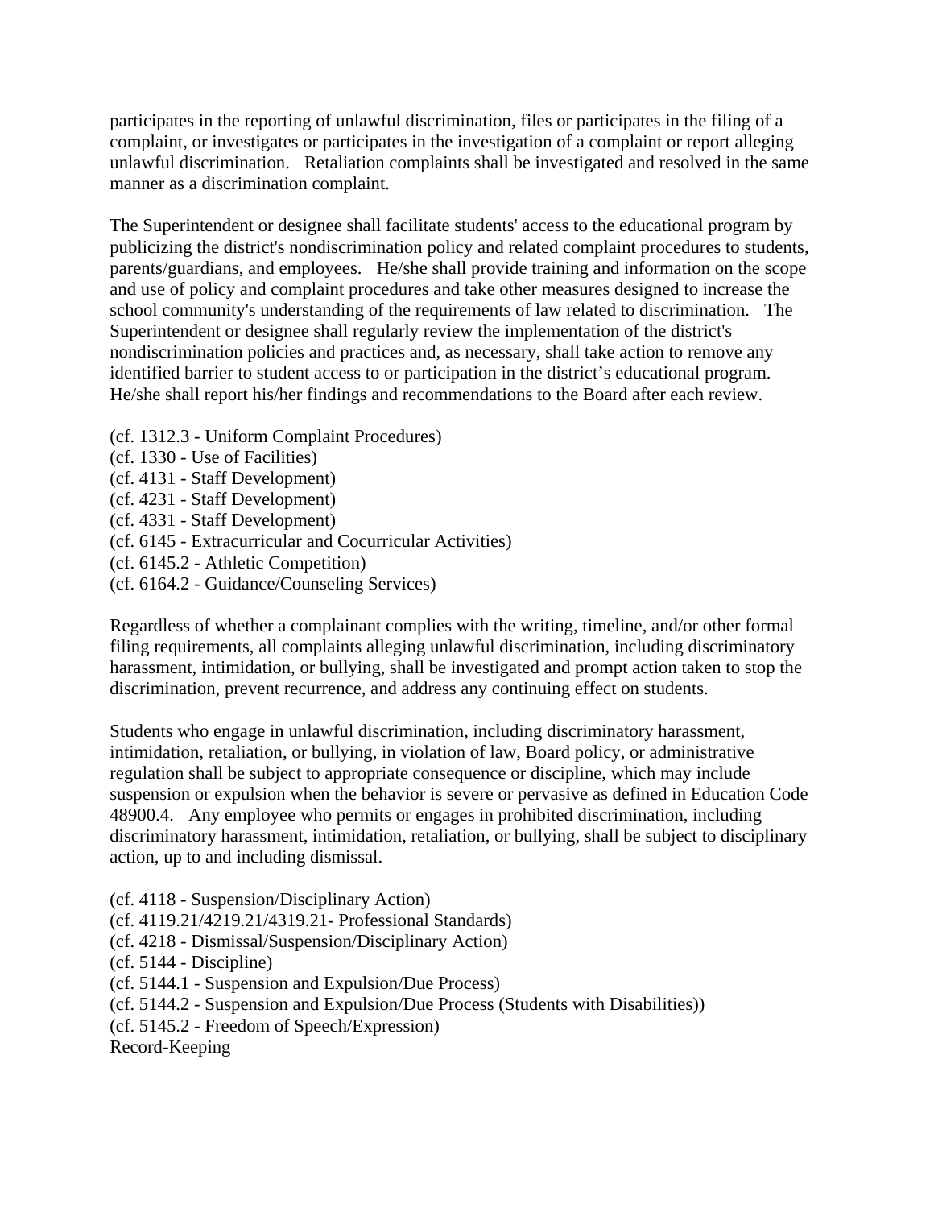participates in the reporting of unlawful discrimination, files or participates in the filing of a complaint, or investigates or participates in the investigation of a complaint or report alleging unlawful discrimination. Retaliation complaints shall be investigated and resolved in the same manner as a discrimination complaint.

The Superintendent or designee shall facilitate students' access to the educational program by publicizing the district's nondiscrimination policy and related complaint procedures to students, parents/guardians, and employees. He/she shall provide training and information on the scope and use of policy and complaint procedures and take other measures designed to increase the school community's understanding of the requirements of law related to discrimination. The Superintendent or designee shall regularly review the implementation of the district's nondiscrimination policies and practices and, as necessary, shall take action to remove any identified barrier to student access to or participation in the district's educational program. He/she shall report his/her findings and recommendations to the Board after each review.

(cf. 1312.3 - Uniform Complaint Procedures)
(cf. 1330 - Use of Facilities)
(cf. 4131 - Staff Development)
(cf. 4231 - Staff Development)
(cf. 4331 - Staff Development)
(cf. 6145 - Extracurricular and Cocurricular Activities)
(cf. 6145.2 - Athletic Competition)
(cf. 6164.2 - Guidance/Counseling Services)

Regardless of whether a complainant complies with the writing, timeline, and/or other formal filing requirements, all complaints alleging unlawful discrimination, including discriminatory harassment, intimidation, or bullying, shall be investigated and prompt action taken to stop the discrimination, prevent recurrence, and address any continuing effect on students.

Students who engage in unlawful discrimination, including discriminatory harassment, intimidation, retaliation, or bullying, in violation of law, Board policy, or administrative regulation shall be subject to appropriate consequence or discipline, which may include suspension or expulsion when the behavior is severe or pervasive as defined in Education Code 48900.4. Any employee who permits or engages in prohibited discrimination, including discriminatory harassment, intimidation, retaliation, or bullying, shall be subject to disciplinary action, up to and including dismissal.

(cf. 4118 - Suspension/Disciplinary Action)
(cf. 4119.21/4219.21/4319.21- Professional Standards)
(cf. 4218 - Dismissal/Suspension/Disciplinary Action)
(cf. 5144 - Discipline)
(cf. 5144.1 - Suspension and Expulsion/Due Process)
(cf. 5144.2 - Suspension and Expulsion/Due Process (Students with Disabilities))
(cf. 5145.2 - Freedom of Speech/Expression)

Record-Keeping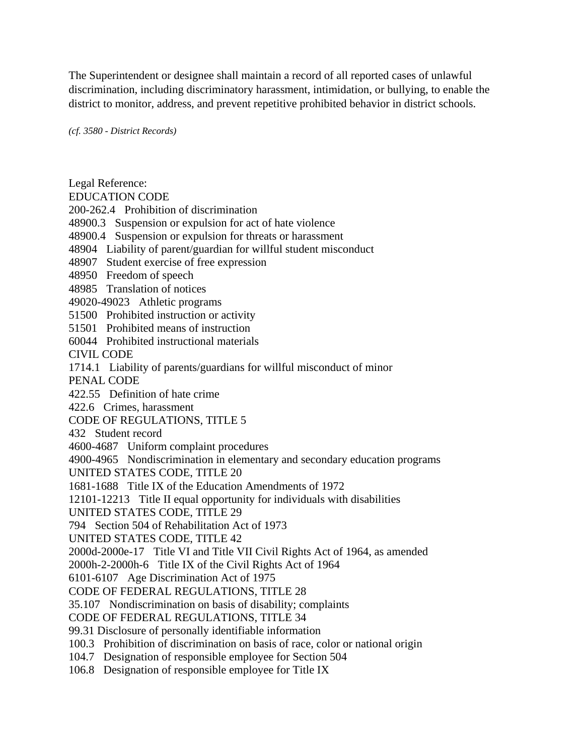The Superintendent or designee shall maintain a record of all reported cases of unlawful discrimination, including discriminatory harassment, intimidation, or bullying, to enable the district to monitor, address, and prevent repetitive prohibited behavior in district schools.

*(cf. 3580 - District Records)*

Legal Reference:
EDUCATION CODE
200-262.4 Prohibition of discrimination
48900.3 Suspension or expulsion for act of hate violence
48900.4 Suspension or expulsion for threats or harassment
48904 Liability of parent/guardian for willful student misconduct
48907 Student exercise of free expression
48950 Freedom of speech
48985 Translation of notices
49020-49023 Athletic programs
51500 Prohibited instruction or activity
51501 Prohibited means of instruction
60044 Prohibited instructional materials
CIVIL CODE
1714.1 Liability of parents/guardians for willful misconduct of minor
PENAL CODE
422.55 Definition of hate crime
422.6 Crimes, harassment
CODE OF REGULATIONS, TITLE 5
432 Student record
4600-4687 Uniform complaint procedures
4900-4965 Nondiscrimination in elementary and secondary education programs
UNITED STATES CODE, TITLE 20
1681-1688 Title IX of the Education Amendments of 1972
12101-12213 Title II equal opportunity for individuals with disabilities
UNITED STATES CODE, TITLE 29
794 Section 504 of Rehabilitation Act of 1973
UNITED STATES CODE, TITLE 42
2000d-2000e-17 Title VI and Title VII Civil Rights Act of 1964, as amended
2000h-2-2000h-6 Title IX of the Civil Rights Act of 1964
6101-6107 Age Discrimination Act of 1975
CODE OF FEDERAL REGULATIONS, TITLE 28
35.107 Nondiscrimination on basis of disability; complaints
CODE OF FEDERAL REGULATIONS, TITLE 34
99.31 Disclosure of personally identifiable information
100.3 Prohibition of discrimination on basis of race, color or national origin
104.7 Designation of responsible employee for Section 504
106.8 Designation of responsible employee for Title IX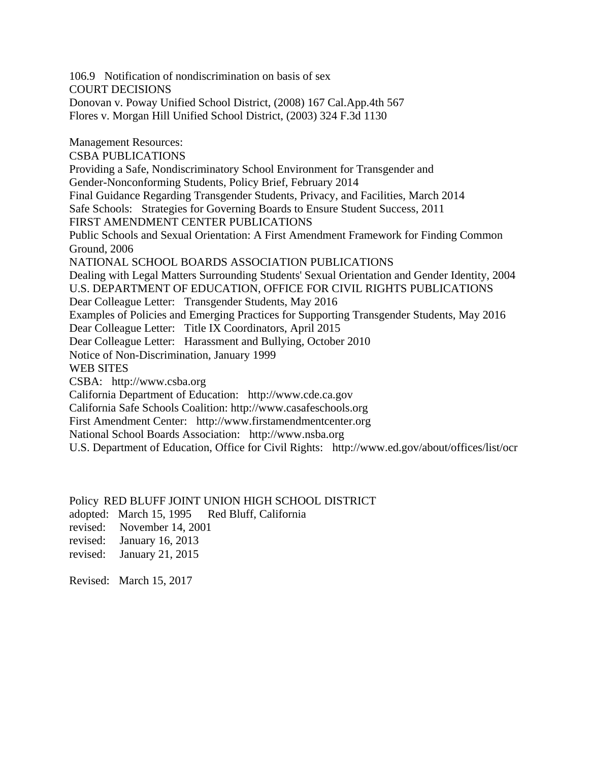106.9 Notification of nondiscrimination on basis of sex

COURT DECISIONS

Donovan v. Poway Unified School District, (2008) 167 Cal.App.4th 567

Flores v. Morgan Hill Unified School District, (2003) 324 F.3d 1130

Management Resources:

CSBA PUBLICATIONS

Providing a Safe, Nondiscriminatory School Environment for Transgender and Gender-Nonconforming Students, Policy Brief, February 2014

Final Guidance Regarding Transgender Students, Privacy, and Facilities, March 2014

Safe Schools: Strategies for Governing Boards to Ensure Student Success, 2011

FIRST AMENDMENT CENTER PUBLICATIONS

Public Schools and Sexual Orientation: A First Amendment Framework for Finding Common Ground, 2006

NATIONAL SCHOOL BOARDS ASSOCIATION PUBLICATIONS

Dealing with Legal Matters Surrounding Students' Sexual Orientation and Gender Identity, 2004

U.S. DEPARTMENT OF EDUCATION, OFFICE FOR CIVIL RIGHTS PUBLICATIONS

Dear Colleague Letter: Transgender Students, May 2016

Examples of Policies and Emerging Practices for Supporting Transgender Students, May 2016

Dear Colleague Letter: Title IX Coordinators, April 2015

Dear Colleague Letter: Harassment and Bullying, October 2010

Notice of Non-Discrimination, January 1999

WEB SITES

CSBA: http://www.csba.org

California Department of Education: http://www.cde.ca.gov

California Safe Schools Coalition: http://www.casafeschools.org

First Amendment Center: http://www.firstamendmentcenter.org

National School Boards Association: http://www.nsba.org

U.S. Department of Education, Office for Civil Rights: http://www.ed.gov/about/offices/list/ocr

Policy RED BLUFF JOINT UNION HIGH SCHOOL DISTRICT

adopted: March 15, 1995 Red Bluff, California

revised: November 14, 2001

revised: January 16, 2013

revised: January 21, 2015

Revised: March 15, 2017